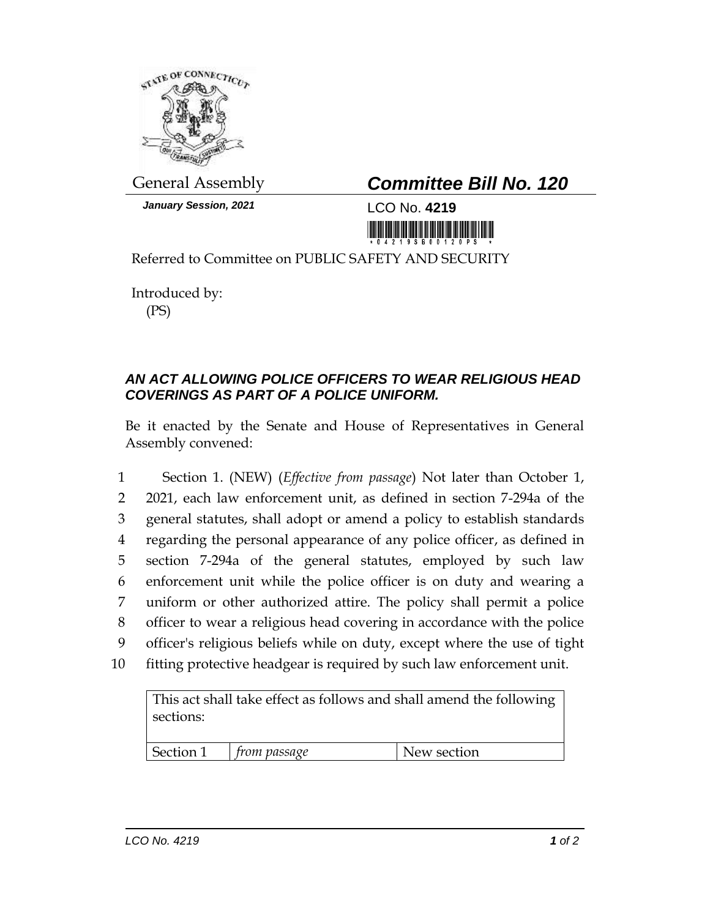General Assembly

***January Session, 2021***

## *Committee Bill No. 120*

LCO No. **4219**

Referred to Committee on PUBLIC SAFETY AND SECURITY

Introduced by:
(PS)

### *AN ACT ALLOWING POLICE OFFICERS TO WEAR RELIGIOUS HEAD COVERINGS AS PART OF A POLICE UNIFORM.*

Be it enacted by the Senate and House of Representatives in General Assembly convened:

1 Section 1. (NEW) (*Effective from passage*) Not later than October 1,
2 2021, each law enforcement unit, as defined in section 7-294a of the
3 general statutes, shall adopt or amend a policy to establish standards
4 regarding the personal appearance of any police officer, as defined in
5 section 7-294a of the general statutes, employed by such law
6 enforcement unit while the police officer is on duty and wearing a
7 uniform or other authorized attire. The policy shall permit a police
8 officer to wear a religious head covering in accordance with the police
9 officer's religious beliefs while on duty, except where the use of tight
10 fitting protective headgear is required by such law enforcement unit.

| This act shall take effect as follows and shall amend the following sections: | | |
|---|---|---|
| Section 1 | *from passage* | New section |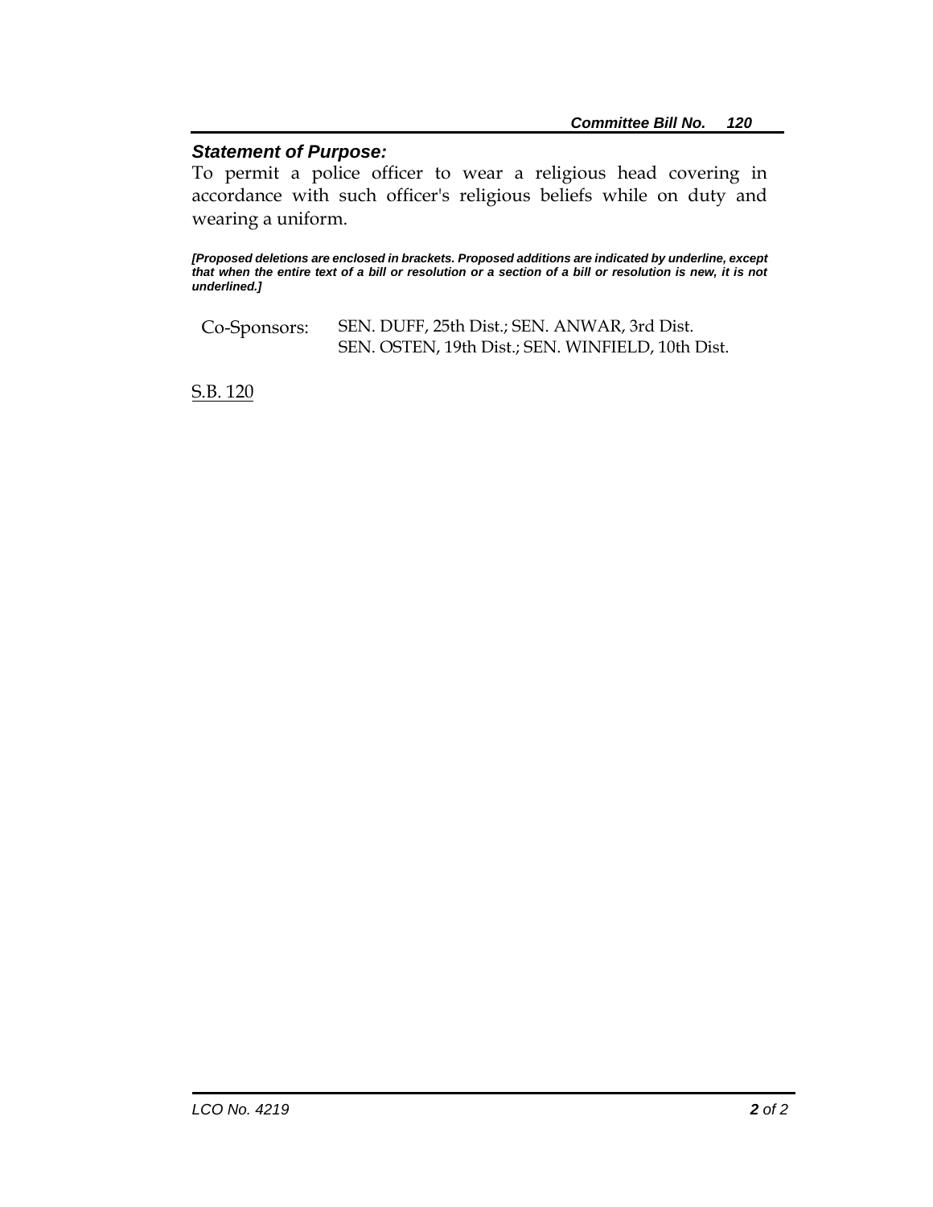Committee Bill No. 120

### *Statement of Purpose:*

To permit a police officer to wear a religious head covering in accordance with such officer's religious beliefs while on duty and wearing a uniform.

***[Proposed deletions are enclosed in brackets. Proposed additions are indicated by underline, except that when the entire text of a bill or resolution or a section of a bill or resolution is new, it is not underlined.]***

| | |
|---|---|
| Co-Sponsors: | SEN. DUFF, 25th Dist.; SEN. ANWAR, 3rd Dist. SEN. OSTEN, 19th Dist.; SEN. WINFIELD, 10th Dist. |

<u>S.B. 120</u>